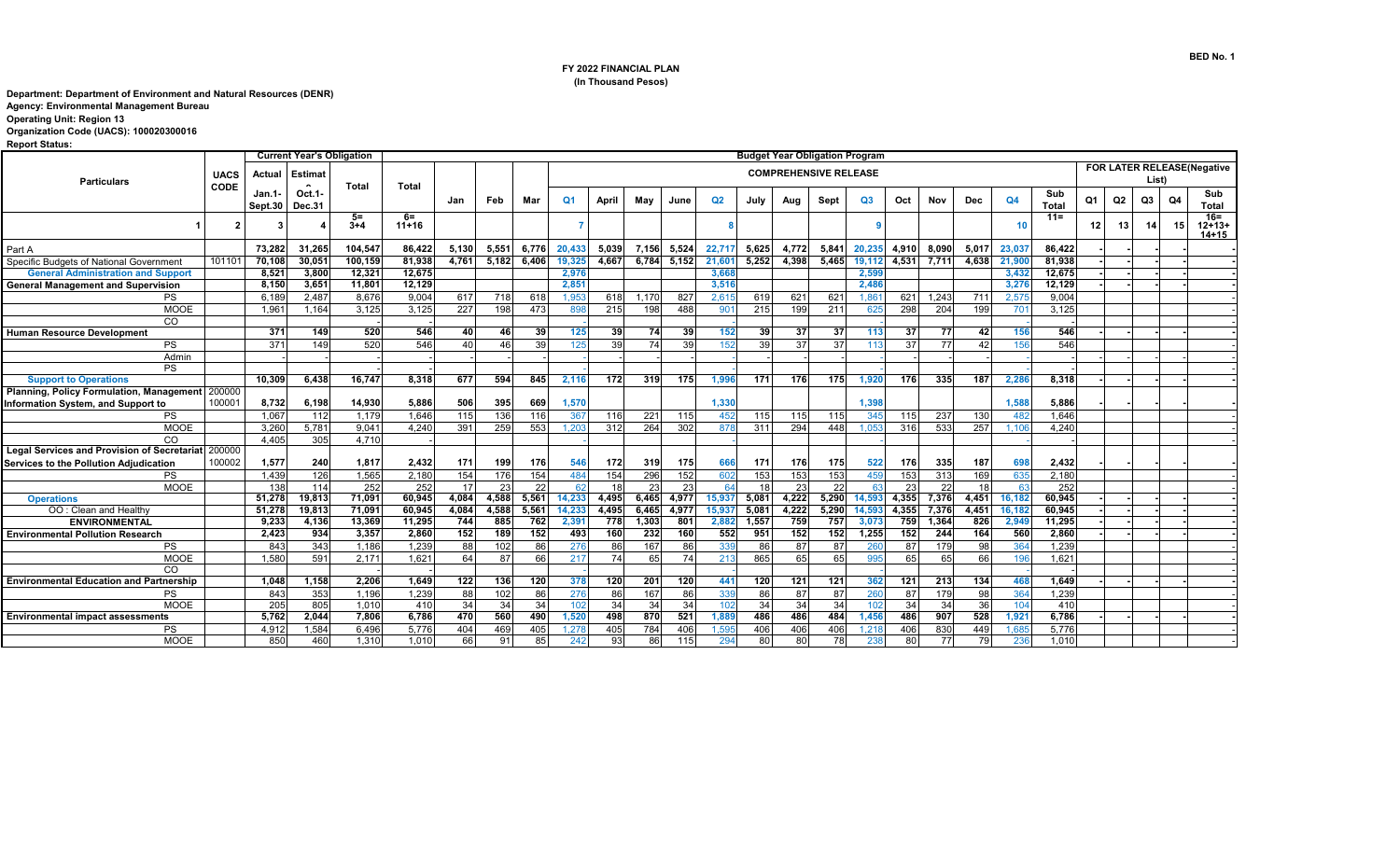BED No. 1

**FY 2022 FINANCIAL PLAN**
**(In Thousand Pesos)**

**Department: Department of Environment and Natural Resources (DENR)**
**Agency: Environmental Management Bureau**
**Operating Unit: Region 13**
**Organization Code (UACS): 100020300016**
**Report Status:**

| Particulars | UACS CODE | Current Year's Obligation | | | Budget Year Obligation Program | | | | | | | | | | | | | | | | | | | | | | |
|---|---|---|---|---|---|---|---|---|---|---|---|---|---|---|---|---|---|---|---|---|---|---|---|---|---|---|---|
| | | Actual | Estimate | Total | Total | COMPREHENSIVE RELEASE | | | | | | | | | | | | | | | | | FOR LATER RELEASE(Negative List) | | | | |
| | | Jan.1-Sept.30 | Oct.1-Dec.31 | | | Jan | Feb | Mar | Q1 | April | May | June | Q2 | July | Aug | Sept | Q3 | Oct | Nov | Dec | Q4 | Sub Total | Q1 | Q2 | Q3 | Q4 | Sub Total |
| 1 | 2 | 3 | 4 | 5=3+4 | 6=11+16 | | | | 7 | | | | 8 | | | | 9 | | | | 10 | 11= | 12 | 13 | 14 | 15 | 16=12+13+14+15 |
| Part A | | 73,282 | 31,265 | 104,547 | 86,422 | 5,130 | 5,551 | 6,776 | 20,433 | 5,039 | 7,156 | 5,524 | 22,717 | 5,625 | 4,772 | 5,841 | 20,235 | 4,910 | 8,090 | 5,017 | 23,037 | 86,422 | - | - | - | - | - |
| Specific Budgets of National Government | 101101 | 70,108 | 30,051 | 100,159 | 81,938 | 4,761 | 5,182 | 6,406 | 19,325 | 4,667 | 6,784 | 5,152 | 21,601 | 5,252 | 4,398 | 5,465 | 19,112 | 4,531 | 7,711 | 4,638 | 21,900 | 81,938 | - | - | - | - | - |
| **General Administration and Support** | | 8,521 | 3,800 | 12,321 | 12,675 | | | | 2,976 | | | | 3,668 | | | | 2,599 | | | | 3,432 | 12,675 | - | - | - | - | - |
| **General Management and Supervision** | | 8,150 | 3,651 | 11,801 | 12,129 | | | | 2,851 | | | | 3,516 | | | | 2,486 | | | | 3,276 | 12,129 | - | - | - | - | - |
| PS | | 6,189 | 2,487 | 8,676 | 9,004 | 617 | 718 | 618 | 1,953 | 618 | 1,170 | 827 | 2,615 | 619 | 621 | 621 | 1,861 | 621 | 1,243 | 711 | 2,575 | 9,004 | | | | | - |
| MOOE | | 1,961 | 1,164 | 3,125 | 3,125 | 227 | 198 | 473 | 898 | 215 | 198 | 488 | 901 | 215 | 199 | 211 | 625 | 298 | 204 | 199 | 701 | 3,125 | | | | | - |
| CO | | | | | - | | | | - | | | | - | | | | - | | | | - | - | | | | | - |
| **Human Resource Development** | | 371 | 149 | 520 | 546 | 40 | 46 | 39 | 125 | 39 | 74 | 39 | 152 | 39 | 37 | 37 | 113 | 37 | 77 | 42 | 156 | 546 | - | - | - | - | - |
| PS | | 371 | 149 | 520 | 546 | 40 | 46 | 39 | 125 | 39 | 74 | 39 | 152 | 39 | 37 | 37 | 113 | 37 | 77 | 42 | 156 | 546 | | | | | - |
| Admin | | - | - | - | - | - | - | - | - | - | - | - | - | - | - | - | - | - | - | - | - | - | | | | | - |
| PS | | | | | | | | | | | | | | | | | | | | | | | | | | | - |
| **Support to Operations** | | 10,309 | 6,438 | 16,747 | 8,318 | 677 | 594 | 845 | 2,116 | 172 | 319 | 175 | 1,996 | 171 | 176 | 175 | 1,920 | 176 | 335 | 187 | 2,286 | 8,318 | - | - | - | - | - |
| **Planning, Policy Formulation, Management Information System, and Support to** | 200000100001 | 8,732 | 6,198 | 14,930 | 5,886 | 506 | 395 | 669 | 1,570 | | | | 1,330 | | | | 1,398 | | | | 1,588 | 5,886 | - | - | - | - | - |
| PS | | 1,067 | 112 | 1,179 | 1,646 | 115 | 136 | 116 | 367 | 116 | 221 | 115 | 452 | 115 | 115 | 115 | 345 | 115 | 237 | 130 | 482 | 1,646 | | | | | - |
| MOOE | | 3,260 | 5,781 | 9,041 | 4,240 | 391 | 259 | 553 | 1,203 | 312 | 264 | 302 | 878 | 311 | 294 | 448 | 1,053 | 316 | 533 | 257 | 1,106 | 4,240 | | | | | - |
| CO | | 4,405 | 305 | 4,710 | - | | | | - | | | | - | | | | - | | | | - | - | | | | | - |
| **Legal Services and Provision of Secretariat Services to the Pollution Adjudication** | 200000100002 | 1,577 | 240 | 1,817 | 2,432 | 171 | 199 | 176 | 546 | 172 | 319 | 175 | 666 | 171 | 176 | 175 | 522 | 176 | 335 | 187 | 698 | 2,432 | - | - | - | - | - |
| PS | | 1,439 | 126 | 1,565 | 2,180 | 154 | 176 | 154 | 484 | 154 | 296 | 152 | 602 | 153 | 153 | 153 | 459 | 153 | 313 | 169 | 635 | 2,180 | | | | | - |
| MOOE | | 138 | 114 | 252 | 252 | 17 | 23 | 22 | 62 | 18 | 23 | 23 | 64 | 18 | 23 | 22 | 63 | 23 | 22 | 18 | 63 | 252 | | | | | - |
| **Operations** | | 51,278 | 19,813 | 71,091 | 60,945 | 4,084 | 4,588 | 5,561 | 14,233 | 4,495 | 6,465 | 4,977 | 15,937 | 5,081 | 4,222 | 5,290 | 14,593 | 4,355 | 7,376 | 4,451 | 16,182 | 60,945 | - | - | - | - | - |
| OO : Clean and Healthy | | 51,278 | 19,813 | 71,091 | 60,945 | 4,084 | 4,588 | 5,561 | 14,233 | 4,495 | 6,465 | 4,977 | 15,937 | 5,081 | 4,222 | 5,290 | 14,593 | 4,355 | 7,376 | 4,451 | 16,182 | 60,945 | - | - | - | - | - |
| **ENVIRONMENTAL** | | 9,233 | 4,136 | 13,369 | 11,295 | 744 | 885 | 762 | 2,391 | 778 | 1,303 | 801 | 2,882 | 1,557 | 759 | 757 | 3,073 | 759 | 1,364 | 826 | 2,949 | 11,295 | - | - | - | - | - |
| **Environmental Pollution Research** | | 2,423 | 934 | 3,357 | 2,860 | 152 | 189 | 152 | 493 | 160 | 232 | 160 | 552 | 951 | 152 | 152 | 1,255 | 152 | 244 | 164 | 560 | 2,860 | - | - | - | - | - |
| PS | | 843 | 343 | 1,186 | 1,239 | 88 | 102 | 86 | 276 | 86 | 167 | 86 | 339 | 86 | 87 | 87 | 260 | 87 | 179 | 98 | 364 | 1,239 | | | | | - |
| MOOE | | 1,580 | 591 | 2,171 | 1,621 | 64 | 87 | 66 | 217 | 74 | 65 | 74 | 213 | 865 | 65 | 65 | 995 | 65 | 65 | 66 | 196 | 1,621 | | | | | - |
| CO | | | | | - | | | | - | | | | - | | | | - | | | | - | - | | | | | - |
| **Environmental Education and Partnership** | | 1,048 | 1,158 | 2,206 | 1,649 | 122 | 136 | 120 | 378 | 120 | 201 | 120 | 441 | 120 | 121 | 121 | 362 | 121 | 213 | 134 | 468 | 1,649 | - | - | - | - | - |
| PS | | 843 | 353 | 1,196 | 1,239 | 88 | 102 | 86 | 276 | 86 | 167 | 86 | 339 | 86 | 87 | 87 | 260 | 87 | 179 | 98 | 364 | 1,239 | | | | | - |
| MOOE | | 205 | 805 | 1,010 | 410 | 34 | 34 | 34 | 102 | 34 | 34 | 34 | 102 | 34 | 34 | 34 | 102 | 34 | 34 | 36 | 104 | 410 | | | | | - |
| **Environmental impact assessments** | | 5,762 | 2,044 | 7,806 | 6,786 | 470 | 560 | 490 | 1,520 | 498 | 870 | 521 | 1,889 | 486 | 486 | 484 | 1,456 | 486 | 907 | 528 | 1,921 | 6,786 | - | - | - | - | - |
| PS | | 4,912 | 1,584 | 6,496 | 5,776 | 404 | 469 | 405 | 1,278 | 405 | 784 | 406 | 1,595 | 406 | 406 | 406 | 1,218 | 406 | 830 | 449 | 1,685 | 5,776 | | | | | - |
| MOOE | | 850 | 460 | 1,310 | 1,010 | 66 | 91 | 85 | 242 | 93 | 86 | 115 | 294 | 80 | 80 | 78 | 238 | 80 | 77 | 79 | 236 | 1,010 | | | | | - |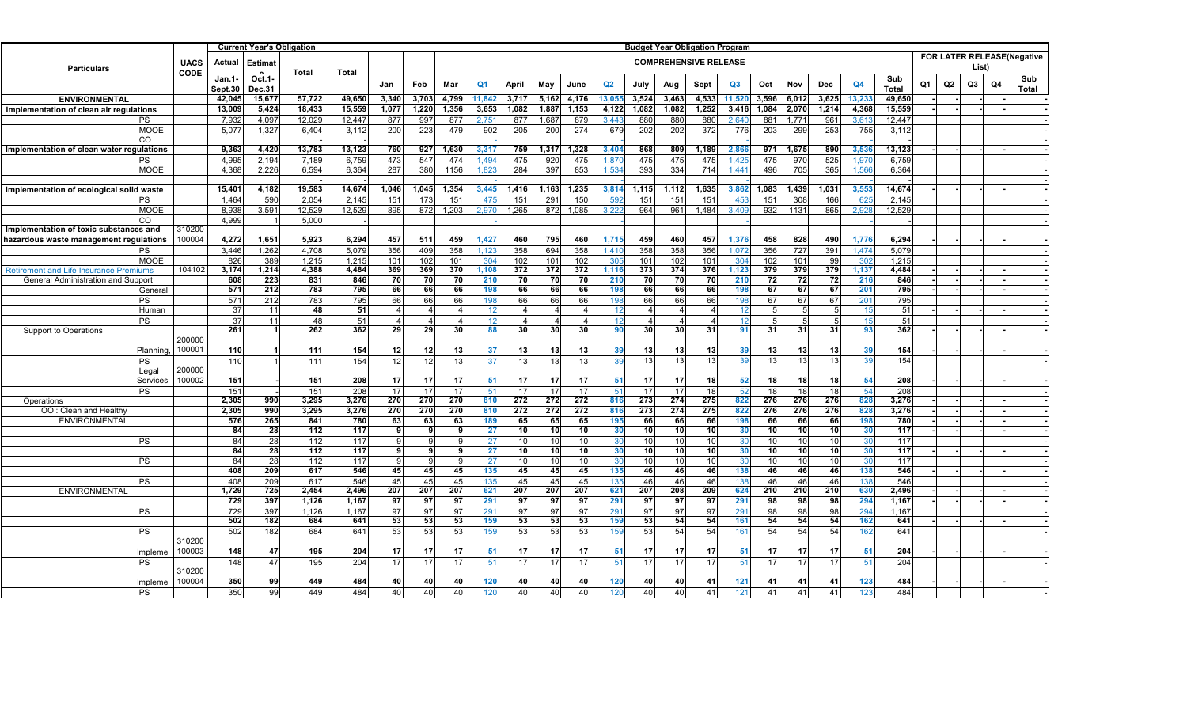| Particulars | UACS CODE | Current Year's Obligation | | | Budget Year Obligation Program | | | | | | | | | | | | | | | | | | | | | | | | |
|---|---|---|---|---|---|---|---|---|---|---|---|---|---|---|---|---|---|---|---|---|---|---|---|---|---|---|---|---|---|
| | | Actual | Estimate | Total | Total | COMPREHENSIVE RELEASE | | | | | | | | | | | | | | | | | | FOR LATER RELEASE(Negative List) | | | | |
| | | Jan.1-Sept.30 | Oct.1-Dec.31 | | | Jan | Feb | Mar | Q1 | April | May | June | Q2 | July | Aug | Sept | Q3 | Oct | Nov | Dec | Q4 | Sub Total | Q1 | Q2 | Q3 | Q4 | Sub Total |
| **ENVIRONMENTAL** | | **42,045** | **15,677** | **57,722** | **49,650** | **3,340** | **3,703** | **4,799** | **11,842** | **3,717** | **5,162** | **4,176** | **13,055** | **3,524** | **3,463** | **4,533** | **11,520** | **3,596** | **6,012** | **3,625** | **13,233** | **49,650** | - | - | - | - | - |
| **Implementation of clean air regulations** | | **13,009** | **5,424** | **18,433** | **15,559** | **1,077** | **1,220** | **1,356** | **3,653** | **1,082** | **1,887** | **1,153** | **4,122** | **1,082** | **1,082** | **1,252** | **3,416** | **1,084** | **2,070** | **1,214** | **4,368** | **15,559** | - | - | - | - | - |
| PS | | 7,932 | 4,097 | 12,029 | 12,447 | 877 | 997 | 877 | 2,751 | 877 | 1,687 | 879 | 3,443 | 880 | 880 | 880 | 2,640 | 881 | 1,771 | 961 | 3,613 | 12,447 | | | | | - |
| MOOE | | 5,077 | 1,327 | 6,404 | 3,112 | 200 | 223 | 479 | 902 | 205 | 200 | 274 | 679 | 202 | 202 | 372 | 776 | 203 | 299 | 253 | 755 | 3,112 | | | | | - |
| CO | | | | - | - | | | | | | | | | | | | | | | | | - | | | | | - |
| **Implementation of clean water regulations** | | **9,363** | **4,420** | **13,783** | **13,123** | **760** | **927** | **1,630** | **3,317** | **759** | **1,317** | **1,328** | **3,404** | **868** | **809** | **1,189** | **2,866** | **971** | **1,675** | **890** | **3,536** | **13,123** | - | - | - | - | - |
| PS | | 4,995 | 2,194 | 7,189 | 6,759 | 473 | 547 | 474 | 1,494 | 475 | 920 | 475 | 1,870 | 475 | 475 | 475 | 1,425 | 475 | 970 | 525 | 1,970 | 6,759 | | | | | - |
| MOOE | | 4,368 | 2,226 | 6,594 | 6,364 | 287 | 380 | 1156 | 1,823 | 284 | 397 | 853 | 1,534 | 393 | 334 | 714 | 1,441 | 496 | 705 | 365 | 1,566 | 6,364 | | | | | - |
| | | | | - | - | | | | | | | | | | | | | | | | | - | | | | | - |
| **Implementation of ecological solid waste** | | **15,401** | **4,182** | **19,583** | **14,674** | **1,046** | **1,045** | **1,354** | **3,445** | **1,416** | **1,163** | **1,235** | **3,814** | **1,115** | **1,112** | **1,635** | **3,862** | **1,083** | **1,439** | **1,031** | **3,553** | **14,674** | - | - | - | - | - |
| PS | | 1,464 | 590 | 2,054 | 2,145 | 151 | 173 | 151 | 475 | 151 | 291 | 150 | 592 | 151 | 151 | 151 | 453 | 151 | 308 | 166 | 625 | 2,145 | | | | | - |
| MOOE | | 8,938 | 3,591 | 12,529 | 12,529 | 895 | 872 | 1,203 | 2,970 | 1,265 | 872 | 1,085 | 3,222 | 964 | 961 | 1,484 | 3,409 | 932 | 1131 | 865 | 2,928 | 12,529 | | | | | - |
| CO | | 4,999 | 1 | 5,000 | | | | | | | | | | | | | | | | | | | | | | | |
| **Implementation of toxic substances and hazardous waste management regulations** | 310200 100004 | **4,272** | **1,651** | **5,923** | **6,294** | **457** | **511** | **459** | **1,427** | **460** | **795** | **460** | **1,715** | **459** | **460** | **457** | **1,376** | **458** | **828** | **490** | **1,776** | **6,294** | - | - | - | - | - |
| PS | | 3,446 | 1,262 | 4,708 | 5,079 | 356 | 409 | 358 | 1,123 | 358 | 694 | 358 | 1,410 | 358 | 358 | 356 | 1,072 | 356 | 727 | 391 | 1,474 | 5,079 | | | | | - |
| MOOE | | 826 | 389 | 1,215 | 1,215 | 101 | 102 | 101 | 304 | 102 | 101 | 102 | 305 | 101 | 102 | 101 | 304 | 102 | 101 | 99 | 302 | 1,215 | | | | | - |
| Retirement and Life Insurance Premiums | 104102 | **3,174** | **1,214** | **4,388** | **4,484** | **369** | **369** | **370** | **1,108** | **372** | **372** | **372** | **1,116** | **373** | **374** | **376** | **1,123** | **379** | **379** | **379** | **1,137** | **4,484** | - | - | - | - | - |
| General Administration and Support | | **608** | **223** | **831** | **846** | **70** | **70** | **70** | **210** | **70** | **70** | **70** | **210** | **70** | **70** | **70** | **210** | **72** | **72** | **72** | **216** | **846** | - | - | - | - | - |
| General | | **571** | **212** | **783** | **795** | **66** | **66** | **66** | **198** | **66** | **66** | **66** | **198** | **66** | **66** | **66** | **198** | **67** | **67** | **67** | **201** | **795** | - | - | - | - | - |
| PS | | 571 | 212 | 783 | 795 | 66 | 66 | 66 | 198 | 66 | 66 | 66 | 198 | 66 | 66 | 66 | 198 | 67 | 67 | 67 | 201 | 795 | | | | | - |
| Human | | 37 | 11 | **48** | **51** | 4 | 4 | 4 | 12 | 4 | 4 | 4 | 12 | 4 | 4 | 4 | 12 | 5 | 5 | 5 | 15 | 51 | - | - | - | - | - |
| PS | | 37 | 11 | 48 | 51 | 4 | 4 | 4 | 12 | 4 | 4 | 4 | 12 | 4 | 4 | 4 | 12 | 5 | 5 | 5 | 15 | 51 | | | | | - |
| Support to Operations | | **261** | **1** | **262** | **362** | **29** | **29** | **30** | **88** | **30** | **30** | **30** | **90** | **30** | **30** | **31** | **91** | **31** | **31** | **31** | **93** | **362** | - | - | - | - | - |
| Planning, | 200000 100001 | **110** | **1** | **111** | **154** | **12** | **12** | **13** | **37** | **13** | **13** | **13** | **39** | **13** | **13** | **13** | **39** | **13** | **13** | **13** | **39** | **154** | - | - | - | - | - |
| PS | | 110 | 1 | 111 | 154 | 12 | 12 | 13 | 37 | 13 | 13 | 13 | 39 | 13 | 13 | 13 | 39 | 13 | 13 | 13 | 39 | 154 | | | | | - |
| Legal Services | 200000 100002 | **151** | - | **151** | **208** | **17** | **17** | **17** | **51** | **17** | **17** | **17** | **51** | **17** | **17** | **18** | **52** | **18** | **18** | **18** | **54** | **208** | - | - | - | - | - |
| PS | | 151 | - | 151 | 208 | 17 | 17 | 17 | 51 | 17 | 17 | 17 | 51 | 17 | 17 | 18 | 52 | 18 | 18 | 18 | 54 | 208 | | | | | - |
| Operations | | **2,305** | **990** | **3,295** | **3,276** | **270** | **270** | **270** | **810** | **272** | **272** | **272** | **816** | **273** | **274** | **275** | **822** | **276** | **276** | **276** | **828** | **3,276** | - | - | - | - | - |
| OO : Clean and Healthy | | **2,305** | **990** | **3,295** | **3,276** | **270** | **270** | **270** | **810** | **272** | **272** | **272** | **816** | **273** | **274** | **275** | **822** | **276** | **276** | **276** | **828** | **3,276** | - | - | - | - | - |
| ENVIRONMENTAL | | **576** | **265** | **841** | **780** | **63** | **63** | **63** | **189** | **65** | **65** | **65** | **195** | **66** | **66** | **66** | **198** | **66** | **66** | **66** | **198** | **780** | - | - | - | - | - |
| | | **84** | **28** | **112** | **117** | **9** | **9** | **9** | **27** | **10** | **10** | **10** | **30** | **10** | **10** | **10** | **30** | **10** | **10** | **10** | **30** | **117** | - | - | - | - | - |
| PS | | 84 | 28 | 112 | 117 | 9 | 9 | 9 | 27 | 10 | 10 | 10 | 30 | 10 | 10 | 10 | 30 | 10 | 10 | 10 | 30 | 117 | | | | | - |
| | | **84** | **28** | **112** | **117** | **9** | **9** | **9** | **27** | **10** | **10** | **10** | **30** | **10** | **10** | **10** | **30** | **10** | **10** | **10** | **30** | **117** | - | - | - | - | - |
| PS | | 84 | 28 | 112 | 117 | 9 | 9 | 9 | 27 | 10 | 10 | 10 | 30 | 10 | 10 | 10 | 30 | 10 | 10 | 10 | 30 | 117 | | | | | - |
| | | **408** | **209** | **617** | **546** | **45** | **45** | **45** | **135** | **45** | **45** | **45** | **135** | **46** | **46** | **46** | **138** | **46** | **46** | **46** | **138** | **546** | - | - | - | - | - |
| PS | | 408 | 209 | 617 | 546 | 45 | 45 | 45 | 135 | 45 | 45 | 45 | 135 | 46 | 46 | 46 | 138 | 46 | 46 | 46 | 138 | 546 | | | | | - |
| ENVIRONMENTAL | | **1,729** | **725** | **2,454** | **2,496** | **207** | **207** | **207** | **621** | **207** | **207** | **207** | **621** | **207** | **208** | **209** | **624** | **210** | **210** | **210** | **630** | **2,496** | - | - | - | - | - |
| | | **729** | **397** | **1,126** | **1,167** | **97** | **97** | **97** | **291** | **97** | **97** | **97** | **291** | **97** | **97** | **97** | **291** | **98** | **98** | **98** | **294** | **1,167** | - | - | - | - | - |
| PS | | 729 | 397 | 1,126 | 1,167 | 97 | 97 | 97 | 291 | 97 | 97 | 97 | 291 | 97 | 97 | 97 | 291 | 98 | 98 | 98 | 294 | 1,167 | | | | | - |
| | | **502** | **182** | **684** | **641** | **53** | **53** | **53** | **159** | **53** | **53** | **53** | **159** | **53** | **54** | **54** | **161** | **54** | **54** | **54** | **162** | **641** | - | - | - | - | - |
| PS | | 502 | 182 | 684 | 641 | 53 | 53 | 53 | 159 | 53 | 53 | 53 | 159 | 53 | 54 | 54 | 161 | 54 | 54 | 54 | 162 | 641 | | | | | - |
| Impleme | 310200 100003 | **148** | **47** | **195** | **204** | **17** | **17** | **17** | **51** | **17** | **17** | **17** | **51** | **17** | **17** | **17** | **51** | **17** | **17** | **17** | **51** | **204** | - | - | - | - | - |
| PS | | 148 | 47 | 195 | 204 | 17 | 17 | 17 | 51 | 17 | 17 | 17 | 51 | 17 | 17 | 17 | 51 | 17 | 17 | 17 | 51 | 204 | | | | | - |
| Impleme | 310200 100004 | **350** | **99** | **449** | **484** | **40** | **40** | **40** | **120** | **40** | **40** | **40** | **120** | **40** | **40** | **41** | **121** | **41** | **41** | **41** | **123** | **484** | - | - | - | - | - |
| PS | | 350 | 99 | 449 | 484 | 40 | 40 | 40 | 120 | 40 | 40 | 40 | 120 | 40 | 40 | 41 | 121 | 41 | 41 | 41 | 123 | 484 | | | | | - |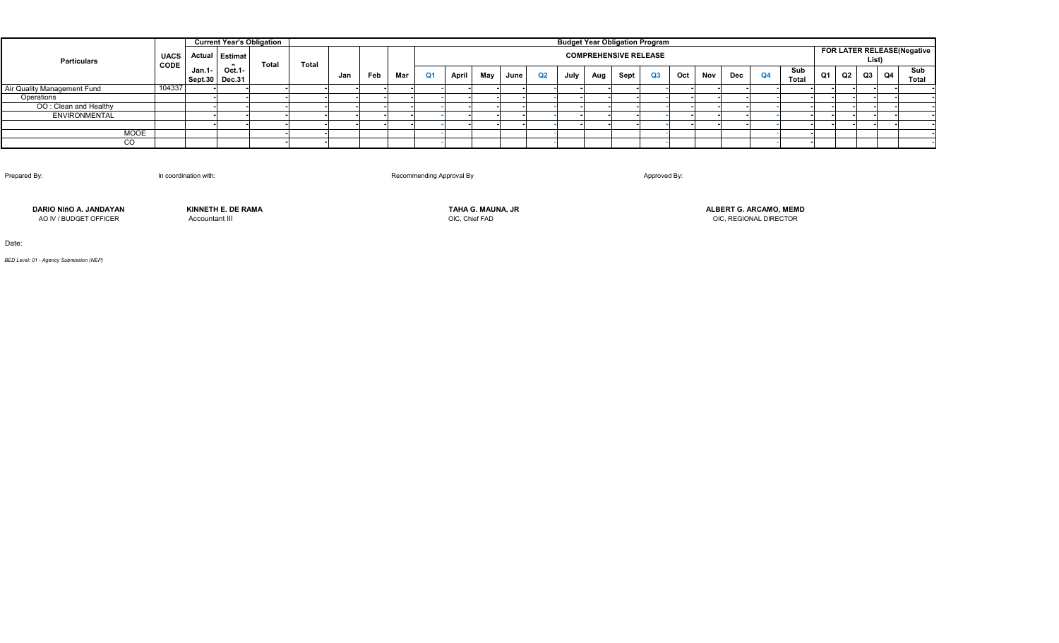| Particulars | UACS CODE | Current Year's Obligation | | | Budget Year Obligation Program | | | | | | | | | | | | | | | | | | | | | | | | |
|---|---|---|---|---|---|---|---|---|---|---|---|---|---|---|---|---|---|---|---|---|---|---|---|---|---|---|---|---|---|
| | | Actual | Estimate | Total | Total | COMPREHENSIVE RELEASE | | | | | | | | | | | | | | | | | | FOR LATER RELEASE(Negative List) | | | | | |
| | | Jan.1-Sept.30 | Oct.1-Dec.31 | | | Jan | Feb | Mar | Q1 | April | May | June | Q2 | July | Aug | Sept | Q3 | Oct | Nov | Dec | Q4 | Sub Total | Q1 | Q2 | Q3 | Q4 | Sub Total |
| Air Quality Management Fund | 104337 | - | - | - | - | - | - | - | - | - | - | - | - | - | - | - | - | - | - | - | - | - | - | - | - | - | - |
| Operations | | - | - | - | - | - | - | - | - | - | - | - | - | - | - | - | - | - | - | - | - | - | - | - | - | - | - |
| OO : Clean and Healthy | | - | - | - | - | - | - | - | - | - | - | - | - | - | - | - | - | - | - | - | - | - | - | - | - | - | - |
| ENVIRONMENTAL | | - | - | - | - | - | - | - | - | - | - | - | - | - | - | - | - | - | - | - | - | - | - | - | - | - | - |
| | | - | - | - | - | - | - | - | - | - | - | - | - | - | - | - | - | - | - | - | - | - | - | - | - | - | - |
| MOOE | | | | - | - | | | | - | | | | - | | | | - | | | | - | - | | | | | - |
| CO | | | | - | - | | | | - | | | | - | | | | - | | | | - | - | | | | | - |

Prepared By:

**DARIO NIñO A. JANDAYAN**
AO IV / BUDGET OFFICER

In coordination with:

**KINNETH E. DE RAMA**
Accountant III

Recommending Approval By

**TAHA G. MAUNA, JR**
OIC, Chief FAD

Approved By:

**ALBERT G. ARCAMO, MEMD**
OIC, REGIONAL DIRECTOR

Date:

*BED Level: 01 - Agency Submission (NEP)*